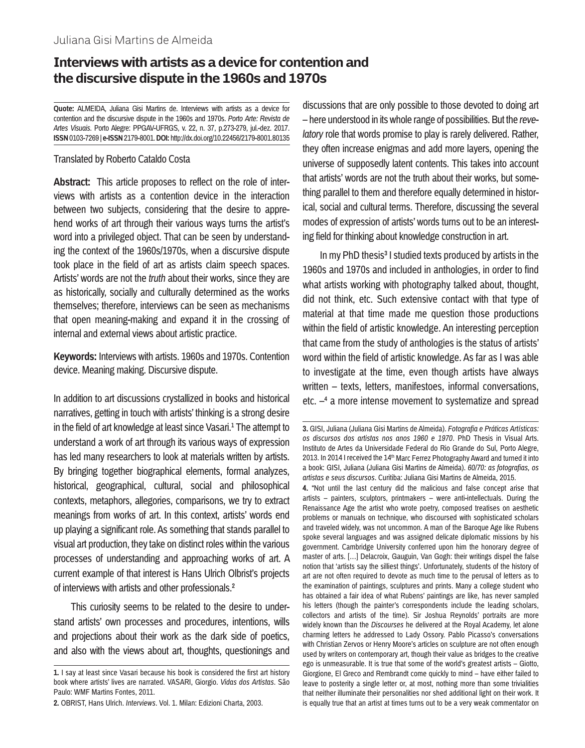Juliana Gisi Martins de Almeida

# Interviews with artists as a device for contention and the discursive dispute in the 1960s and 1970s

**Quote:** ALMEIDA, Juliana Gisi Martins de. Interviews with artists as a device for contention and the discursive dispute in the 1960s and 1970s. *Porto Arte: Revista de Artes Visuais*. Porto Alegre: PPGAV-UFRGS, v. 22, n. 37, p.273-279, jul.-dez. 2017. **ISSN** 0103-7269 | **e-ISSN** 2179-8001. **DOI:** http://dx.doi.org/10.22456/2179-8001.80135

Translated by Roberto Cataldo Costa

**Abstract:** This article proposes to reflect on the role of interviews with artists as a contention device in the interaction between two subjects, considering that the desire to apprehend works of art through their various ways turns the artist's word into a privileged object. That can be seen by understanding the context of the 1960s/1970s, when a discursive dispute took place in the field of art as artists claim speech spaces. Artists' words are not the *truth* about their works, since they are as historically, socially and culturally determined as the works themselves; therefore, interviews can be seen as mechanisms that open meaning-making and expand it in the crossing of internal and external views about artistic practice.

**Keywords:** Interviews with artists. 1960s and 1970s. Contention device. Meaning making. Discursive dispute.

In addition to art discussions crystallized in books and historical narratives, getting in touch with artists' thinking is a strong desire in the field of art knowledge at least since Vasari.[1] The attempt to understand a work of art through its various ways of expression has led many researchers to look at materials written by artists. By bringing together biographical elements, formal analyzes, historical, geographical, cultural, social and philosophical contexts, metaphors, allegories, comparisons, we try to extract meanings from works of art. In this context, artists' words end up playing a significant role. As something that stands parallel to visual art production, they take on distinct roles within the various processes of understanding and approaching works of art. A current example of that interest is Hans Ulrich Olbrist's projects of interviews with artists and other professionals.[2]

This curiosity seems to be related to the desire to understand artists' own processes and procedures, intentions, wills and projections about their work as the dark side of poetics, and also with the views about art, thoughts, questionings and discussions that are only possible to those devoted to doing art – here understood in its whole range of possibilities. But the *revelatory* role that words promise to play is rarely delivered. Rather, they often increase enigmas and add more layers, opening the universe of supposedly latent contents. This takes into account that artists' words are not the truth about their works, but something parallel to them and therefore equally determined in historical, social and cultural terms. Therefore, discussing the several modes of expression of artists' words turns out to be an interesting field for thinking about knowledge construction in art.

In my PhD thesis[3] I studied texts produced by artists in the 1960s and 1970s and included in anthologies, in order to find what artists working with photography talked about, thought, did not think, etc. Such extensive contact with that type of material at that time made me question those productions within the field of artistic knowledge. An interesting perception that came from the study of anthologies is the status of artists' word within the field of artistic knowledge. As far as I was able to investigate at the time, even though artists have always written – texts, letters, manifestoes, informal conversations, etc. –[4] a more intense movement to systematize and spread

---

**1.** I say at least since Vasari because his book is considered the first art history book where artists' lives are narrated. VASARI, Giorgio. *Vidas dos Artistas*. São Paulo: WMF Martins Fontes, 2011.

**2.** OBRIST, Hans Ulrich. *Interviews*. Vol. 1. Milan: Edizioni Charta, 2003.

**3.** GISI, Juliana (Juliana Gisi Martins de Almeida). *Fotografia e Práticas Artísticas: os discursos dos artistas nos anos 1960 e 1970*. PhD Thesis in Visual Arts. Instituto de Artes da Universidade Federal do Rio Grande do Sul, Porto Alegre, 2013. In 2014 I received the 14th Marc Ferrez Photography Award and turned it into a book: GISI, Juliana (Juliana Gisi Martins de Almeida). *60/70: as fotografias, os artistas e seus discursos*. Curitiba: Juliana Gisi Martins de Almeida, 2015.

**4.** "Not until the last century did the malicious and false concept arise that artists – painters, sculptors, printmakers – were anti-intellectuals. During the Renaissance Age the artist who wrote poetry, composed treatises on aesthetic problems or manuals on technique, who discoursed with sophisticated scholars and traveled widely, was not uncommon. A man of the Baroque Age like Rubens spoke several languages and was assigned delicate diplomatic missions by his government. Cambridge University conferred upon him the honorary degree of master of arts. […] Delacroix, Gauguin, Van Gogh: their writings dispel the false notion that 'artists say the silliest things'. Unfortunately, students of the history of art are not often required to devote as much time to the perusal of letters as to the examination of paintings, sculptures and prints. Many a college student who has obtained a fair idea of what Rubens' paintings are like, has never sampled his letters (though the painter's correspondents include the leading scholars, collectors and artists of the time). Sir Joshua Reynolds' portraits are more widely known than the *Discourses* he delivered at the Royal Academy, let alone charming letters he addressed to Lady Ossory. Pablo Picasso's conversations with Christian Zervos or Henry Moore's articles on sculpture are not often enough used by writers on contemporary art, though their value as bridges to the creative ego is unmeasurable. It is true that some of the world's greatest artists – Giotto, Giorgione, El Greco and Rembrandt come quickly to mind – have either failed to leave to posterity a single letter or, at most, nothing more than some trivialities that neither illuminate their personalities nor shed additional light on their work. It is equally true that an artist at times turns out to be a very weak commentator on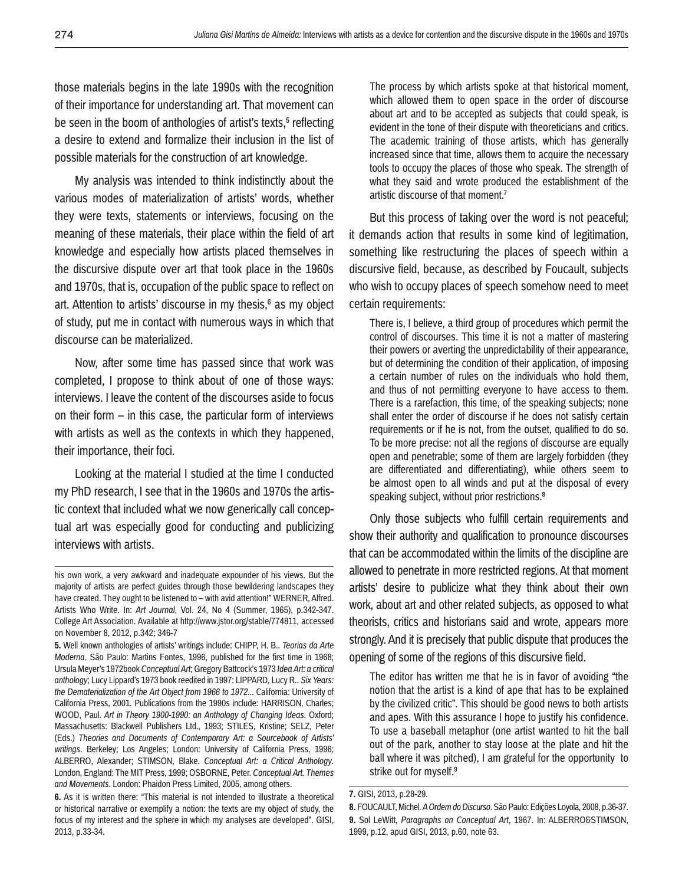those materials begins in the late 1990s with the recognition of their importance for understanding art. That movement can be seen in the boom of anthologies of artist's texts,[5] reflecting a desire to extend and formalize their inclusion in the list of possible materials for the construction of art knowledge.

My analysis was intended to think indistinctly about the various modes of materialization of artists' words, whether they were texts, statements or interviews, focusing on the meaning of these materials, their place within the field of art knowledge and especially how artists placed themselves in the discursive dispute over art that took place in the 1960s and 1970s, that is, occupation of the public space to reflect on art. Attention to artists' discourse in my thesis,[6] as my object of study, put me in contact with numerous ways in which that discourse can be materialized.

Now, after some time has passed since that work was completed, I propose to think about of one of those ways: interviews. I leave the content of the discourses aside to focus on their form – in this case, the particular form of interviews with artists as well as the contexts in which they happened, their importance, their foci.

Looking at the material I studied at the time I conducted my PhD research, I see that in the 1960s and 1970s the artistic context that included what we now generically call conceptual art was especially good for conducting and publicizing interviews with artists.

> The process by which artists spoke at that historical moment, which allowed them to open space in the order of discourse about art and to be accepted as subjects that could speak, is evident in the tone of their dispute with theoreticians and critics. The academic training of those artists, which has generally increased since that time, allows them to acquire the necessary tools to occupy the places of those who speak. The strength of what they said and wrote produced the establishment of the artistic discourse of that moment.[7]

But this process of taking over the word is not peaceful; it demands action that results in some kind of legitimation, something like restructuring the places of speech within a discursive field, because, as described by Foucault, subjects who wish to occupy places of speech somehow need to meet certain requirements:

> There is, I believe, a third group of procedures which permit the control of discourses. This time it is not a matter of mastering their powers or averting the unpredictability of their appearance, but of determining the condition of their application, of imposing a certain number of rules on the individuals who hold them, and thus of not permitting everyone to have access to them. There is a rarefaction, this time, of the speaking subjects; none shall enter the order of discourse if he does not satisfy certain requirements or if he is not, from the outset, qualified to do so. To be more precise: not all the regions of discourse are equally open and penetrable; some of them are largely forbidden (they are differentiated and differentiating), while others seem to be almost open to all winds and put at the disposal of every speaking subject, without prior restrictions.[8]

Only those subjects who fulfill certain requirements and show their authority and qualification to pronounce discourses that can be accommodated within the limits of the discipline are allowed to penetrate in more restricted regions. At that moment artists' desire to publicize what they think about their own work, about art and other related subjects, as opposed to what theorists, critics and historians said and wrote, appears more strongly. And it is precisely that public dispute that produces the opening of some of the regions of this discursive field.

> The editor has written me that he is in favor of avoiding "the notion that the artist is a kind of ape that has to be explained by the civilized critic". This should be good news to both artists and apes. With this assurance I hope to justify his confidence. To use a baseball metaphor (one artist wanted to hit the ball out of the park, another to stay loose at the plate and hit the ball where it was pitched), I am grateful for the opportunity to strike out for myself.[9]

---

his own work, a very awkward and inadequate expounder of his views. But the majority of artists are perfect guides through those bewildering landscapes they have created. They ought to be listened to – with avid attention!" WERNER, Alfred. Artists Who Write. In: *Art Journal*, Vol. 24, No 4 (Summer, 1965), p.342-347. College Art Association. Available at http://www.jstor.org/stable/774811, accessed on November 8, 2012, p.342; 346-7

**5.** Well known anthologies of artists' writings include: CHIPP, H. B.. *Teorias da Arte Moderna*. São Paulo: Martins Fontes, 1996, published for the first time in 1968; Ursula Meyer's 1972book *Conceptual Art*; Gregory Battcock's 1973 *Idea Art: a critical anthology*; Lucy Lippard's 1973 book reedited in 1997: LIPPARD, Lucy R.. *Six Years: the Dematerialization of the Art Object from 1966 to 1972...* California: University of California Press, 2001. Publications from the 1990s include: HARRISON, Charles; WOOD, Paul. *Art in Theory 1900-1990: an Anthology of Changing Ideas*. Oxford; Massachusetts: Blackwell Publishers Ltd., 1993; STILES, Kristine; SELZ, Peter (Eds.) *Theories and Documents of Contemporary Art: a Sourcebook of Artists' writings*. Berkeley; Los Angeles; London: University of California Press, 1996; ALBERRO, Alexander; STIMSON, Blake. *Conceptual Art: a Critical Anthology*. London, England: The MIT Press, 1999; OSBORNE, Peter. *Conceptual Art. Themes and Movements*. London: Phaidon Press Limited, 2005, among others.

**6.** As it is written there: "This material is not intended to illustrate a theoretical or historical narrative or exemplify a notion: the texts are my object of study, the focus of my interest and the sphere in which my analyses are developed". GISI, 2013, p.33-34.

**7.** GISI, 2013, p.28-29.

**8.** FOUCAULT, Michel. *A Ordem do Discurso*. São Paulo: Edições Loyola, 2008, p.36-37.

**9.** Sol LeWitt, *Paragraphs on Conceptual Art*, 1967. In: ALBERRO&STIMSON, 1999, p.12, apud GISI, 2013, p.60, note 63.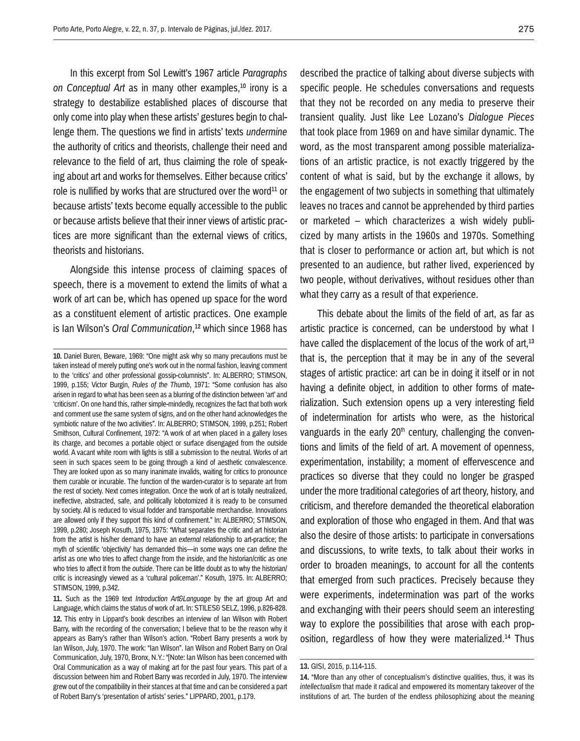In this excerpt from Sol Lewitt's 1967 article *Paragraphs on Conceptual Art* as in many other examples,[10] irony is a strategy to destabilize established places of discourse that only come into play when these artists' gestures begin to challenge them. The questions we find in artists' texts *undermine* the authority of critics and theorists, challenge their need and relevance to the field of art, thus claiming the role of speaking about art and works for themselves. Either because critics' role is nullified by works that are structured over the word[11] or because artists' texts become equally accessible to the public or because artists believe that their inner views of artistic practices are more significant than the external views of critics, theorists and historians.

Alongside this intense process of claiming spaces of speech, there is a movement to extend the limits of what a work of art can be, which has opened up space for the word as a constituent element of artistic practices. One example is Ian Wilson's *Oral Communication*,[12] which since 1968 has described the practice of talking about diverse subjects with specific people. He schedules conversations and requests that they not be recorded on any media to preserve their transient quality. Just like Lee Lozano's *Dialogue Pieces* that took place from 1969 on and have similar dynamic. The word, as the most transparent among possible materializations of an artistic practice, is not exactly triggered by the content of what is said, but by the exchange it allows, by the engagement of two subjects in something that ultimately leaves no traces and cannot be apprehended by third parties or marketed – which characterizes a wish widely publicized by many artists in the 1960s and 1970s. Something that is closer to performance or action art, but which is not presented to an audience, but rather lived, experienced by two people, without derivatives, without residues other than what they carry as a result of that experience.

This debate about the limits of the field of art, as far as artistic practice is concerned, can be understood by what I have called the displacement of the locus of the work of art,[13] that is, the perception that it may be in any of the several stages of artistic practice: art can be in doing it itself or in not having a definite object, in addition to other forms of materialization. Such extension opens up a very interesting field of indetermination for artists who were, as the historical vanguards in the early 20th century, challenging the conventions and limits of the field of art. A movement of openness, experimentation, instability; a moment of effervescence and practices so diverse that they could no longer be grasped under the more traditional categories of art theory, history, and criticism, and therefore demanded the theoretical elaboration and exploration of those who engaged in them. And that was also the desire of those artists: to participate in conversations and discussions, to write texts, to talk about their works in order to broaden meanings, to account for all the contents that emerged from such practices. Precisely because they were experiments, indetermination was part of the works and exchanging with their peers should seem an interesting way to explore the possibilities that arose with each proposition, regardless of how they were materialized.[14] Thus

---

**10.** Daniel Buren, Beware, 1969: "One might ask why so many precautions must be taken instead of merely putting one's work out in the normal fashion, leaving comment to the 'critics' and other professional gossip-columnists". In: ALBERRO; STIMSON, 1999, p.155; Victor Burgin, *Rules of the Thumb*, 1971: "Some confusion has also arisen in regard to what has been seen as a blurring of the distinction between 'art' and 'criticism'. On one hand this, rather simple-mindedly, recognizes the fact that both work and comment use the same system of signs, and on the other hand acknowledges the symbiotic nature of the two activities". In: ALBERRO; STIMSON, 1999, p.251; Robert Smithson, Cultural Confinement, 1972: "A work of art when placed in a gallery loses its charge, and becomes a portable object or surface disengaged from the outside world. A vacant white room with lights is still a submission to the neutral. Works of art seen in such spaces seem to be going through a kind of aesthetic convalescence. They are looked upon as so many inanimate invalids, waiting for critics to pronounce them curable or incurable. The function of the warden-curator is to separate art from the rest of society. Next comes integration. Once the work of art is totally neutralized, ineffective, abstracted, safe, and politically lobotomized it is ready to be consumed by society. All is reduced to visual fodder and transportable merchandise. Innovations are allowed only if they support this kind of confinement." In: ALBERRO; STIMSON, 1999, p.280; Joseph Kosuth, 1975, 1975: "What separates the critic and art historian from the artist is his/her demand to have an *external* relationship to art-practice; the myth of scientific 'objectivity' has demanded this—in some ways one can define the artist as one who tries to affect change from the *inside*, and the historian/critic as one who tries to affect it from the *outside*. There can be little doubt as to why the historian/critic is increasingly viewed as a 'cultural policeman'." Kosuth, 1975. In: ALBERRO; STIMSON, 1999, p.342.

**11.** Such as the 1969 text *Introduction Art&Language* by the art group Art and Language, which claims the status of work of art. In: STILES& SELZ, 1996, p.826-828.

**12.** This entry in Lippard's book describes an interview of Ian Wilson with Robert Barry, with the recording of the conversation; I believe that to be the reason why it appears as Barry's rather than Wilson's action. "Robert Barry presents a work by Ian Wilson, July, 1970. The work: "Ian Wilson". Ian Wilson and Robert Barry on Oral Communication, July, 1970, Bronx, N.Y.: "[Note: Ian Wilson has been concerned with Oral Communication as a way of making art for the past four years. This part of a discussion between him and Robert Barry was recorded in July, 1970. The interview grew out of the compatibility in their stances at that time and can be considered a part of Robert Barry's 'presentation of artists' series." LIPPARD, 2001, p.179.

**13.** GISI, 2015, p.114-115.

**14.** "More than any other of conceptualism's distinctive qualities, thus, it was its *intellectualism* that made it radical and empowered its momentary takeover of the institutions of art. The burden of the endless philosophizing about the meaning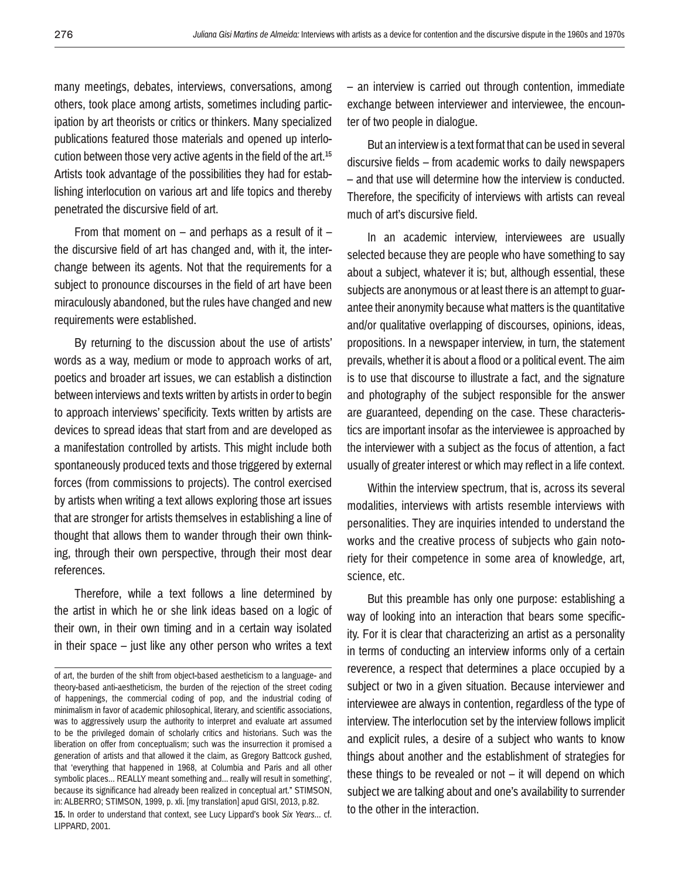many meetings, debates, interviews, conversations, among others, took place among artists, sometimes including participation by art theorists or critics or thinkers. Many specialized publications featured those materials and opened up interlocution between those very active agents in the field of the art.[15] Artists took advantage of the possibilities they had for establishing interlocution on various art and life topics and thereby penetrated the discursive field of art.

From that moment on – and perhaps as a result of it – the discursive field of art has changed and, with it, the interchange between its agents. Not that the requirements for a subject to pronounce discourses in the field of art have been miraculously abandoned, but the rules have changed and new requirements were established.

By returning to the discussion about the use of artists' words as a way, medium or mode to approach works of art, poetics and broader art issues, we can establish a distinction between interviews and texts written by artists in order to begin to approach interviews' specificity. Texts written by artists are devices to spread ideas that start from and are developed as a manifestation controlled by artists. This might include both spontaneously produced texts and those triggered by external forces (from commissions to projects). The control exercised by artists when writing a text allows exploring those art issues that are stronger for artists themselves in establishing a line of thought that allows them to wander through their own thinking, through their own perspective, through their most dear references.

Therefore, while a text follows a line determined by the artist in which he or she link ideas based on a logic of their own, in their own timing and in a certain way isolated in their space – just like any other person who writes a text – an interview is carried out through contention, immediate exchange between interviewer and interviewee, the encounter of two people in dialogue.

But an interview is a text format that can be used in several discursive fields – from academic works to daily newspapers – and that use will determine how the interview is conducted. Therefore, the specificity of interviews with artists can reveal much of art's discursive field.

In an academic interview, interviewees are usually selected because they are people who have something to say about a subject, whatever it is; but, although essential, these subjects are anonymous or at least there is an attempt to guarantee their anonymity because what matters is the quantitative and/or qualitative overlapping of discourses, opinions, ideas, propositions. In a newspaper interview, in turn, the statement prevails, whether it is about a flood or a political event. The aim is to use that discourse to illustrate a fact, and the signature and photography of the subject responsible for the answer are guaranteed, depending on the case. These characteristics are important insofar as the interviewee is approached by the interviewer with a subject as the focus of attention, a fact usually of greater interest or which may reflect in a life context.

Within the interview spectrum, that is, across its several modalities, interviews with artists resemble interviews with personalities. They are inquiries intended to understand the works and the creative process of subjects who gain notoriety for their competence in some area of knowledge, art, science, etc.

But this preamble has only one purpose: establishing a way of looking into an interaction that bears some specificity. For it is clear that characterizing an artist as a personality in terms of conducting an interview informs only of a certain reverence, a respect that determines a place occupied by a subject or two in a given situation. Because interviewer and interviewee are always in contention, regardless of the type of interview. The interlocution set by the interview follows implicit and explicit rules, a desire of a subject who wants to know things about another and the establishment of strategies for these things to be revealed or not – it will depend on which subject we are talking about and one's availability to surrender to the other in the interaction.

---

of art, the burden of the shift from object-based aestheticism to a language- and theory-based anti-aestheticism, the burden of the rejection of the street coding of happenings, the commercial coding of pop, and the industrial coding of minimalism in favor of academic philosophical, literary, and scientific associations, was to aggressively usurp the authority to interpret and evaluate art assumed to be the privileged domain of scholarly critics and historians. Such was the liberation on offer from conceptualism; such was the insurrection it promised a generation of artists and that allowed it the claim, as Gregory Battcock gushed, that 'everything that happened in 1968, at Columbia and Paris and all other symbolic places... REALLY meant something and... really will result in something', because its significance had already been realized in conceptual art." STIMSON, in: ALBERRO; STIMSON, 1999, p. xli. [my translation] apud GISI, 2013, p.82.

**15.** In order to understand that context, see Lucy Lippard's book *Six Years...* cf. LIPPARD, 2001.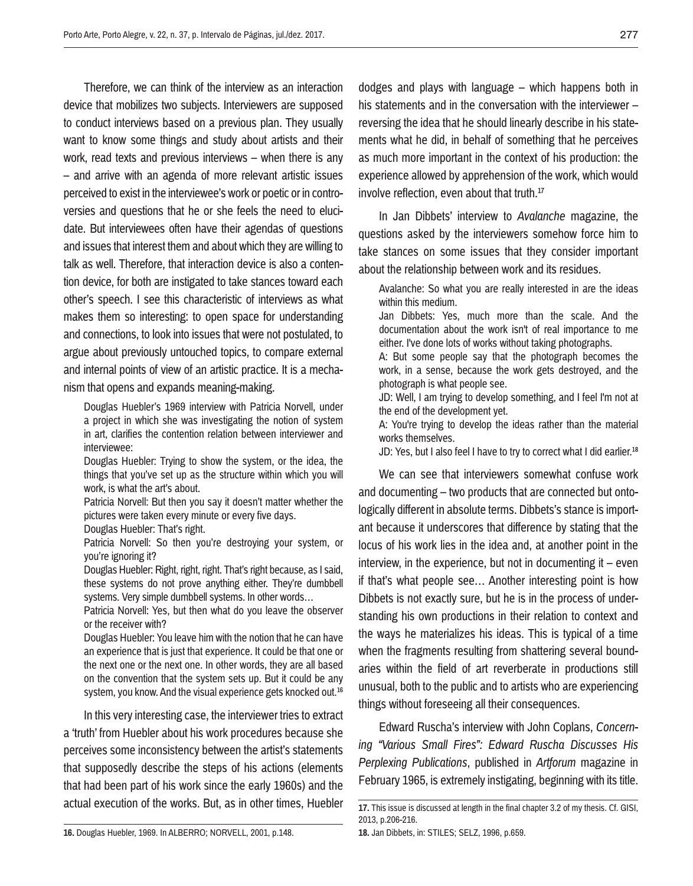Therefore, we can think of the interview as an interaction device that mobilizes two subjects. Interviewers are supposed to conduct interviews based on a previous plan. They usually want to know some things and study about artists and their work, read texts and previous interviews – when there is any – and arrive with an agenda of more relevant artistic issues perceived to exist in the interviewee's work or poetic or in controversies and questions that he or she feels the need to elucidate. But interviewees often have their agendas of questions and issues that interest them and about which they are willing to talk as well. Therefore, that interaction device is also a contention device, for both are instigated to take stances toward each other's speech. I see this characteristic of interviews as what makes them so interesting: to open space for understanding and connections, to look into issues that were not postulated, to argue about previously untouched topics, to compare external and internal points of view of an artistic practice. It is a mechanism that opens and expands meaning-making.

> Douglas Huebler's 1969 interview with Patricia Norvell, under a project in which she was investigating the notion of system in art, clarifies the contention relation between interviewer and interviewee:
>
> Douglas Huebler: Trying to show the system, or the idea, the things that you've set up as the structure within which you will work, is what the art's about.
>
> Patricia Norvell: But then you say it doesn't matter whether the pictures were taken every minute or every five days.
>
> Douglas Huebler: That's right.
>
> Patricia Norvell: So then you're destroying your system, or you're ignoring it?
>
> Douglas Huebler: Right, right, right. That's right because, as I said, these systems do not prove anything either. They're dumbbell systems. Very simple dumbbell systems. In other words…
>
> Patricia Norvell: Yes, but then what do you leave the observer or the receiver with?
>
> Douglas Huebler: You leave him with the notion that he can have an experience that is just that experience. It could be that one or the next one or the next one. In other words, they are all based on the convention that the system sets up. But it could be any system, you know. And the visual experience gets knocked out.[16]

In this very interesting case, the interviewer tries to extract a 'truth' from Huebler about his work procedures because she perceives some inconsistency between the artist's statements that supposedly describe the steps of his actions (elements that had been part of his work since the early 1960s) and the actual execution of the works. But, as in other times, Huebler dodges and plays with language – which happens both in his statements and in the conversation with the interviewer – reversing the idea that he should linearly describe in his statements what he did, in behalf of something that he perceives as much more important in the context of his production: the experience allowed by apprehension of the work, which would involve reflection, even about that truth.[17]

In Jan Dibbets' interview to *Avalanche* magazine, the questions asked by the interviewers somehow force him to take stances on some issues that they consider important about the relationship between work and its residues.

> Avalanche: So what you are really interested in are the ideas within this medium.
>
> Jan Dibbets: Yes, much more than the scale. And the documentation about the work isn't of real importance to me either. I've done lots of works without taking photographs.
>
> A: But some people say that the photograph becomes the work, in a sense, because the work gets destroyed, and the photograph is what people see.
>
> JD: Well, I am trying to develop something, and I feel I'm not at the end of the development yet.
>
> A: You're trying to develop the ideas rather than the material works themselves.
>
> JD: Yes, but I also feel I have to try to correct what I did earlier.[18]

We can see that interviewers somewhat confuse work and documenting – two products that are connected but ontologically different in absolute terms. Dibbets's stance is important because it underscores that difference by stating that the locus of his work lies in the idea and, at another point in the interview, in the experience, but not in documenting it – even if that's what people see… Another interesting point is how Dibbets is not exactly sure, but he is in the process of understanding his own productions in their relation to context and the ways he materializes his ideas. This is typical of a time when the fragments resulting from shattering several boundaries within the field of art reverberate in productions still unusual, both to the public and to artists who are experiencing things without foreseeing all their consequences.

Edward Ruscha's interview with John Coplans, *Concerning "Various Small Fires": Edward Ruscha Discusses His Perplexing Publications*, published in *Artforum* magazine in February 1965, is extremely instigating, beginning with its title.

---

**16.** Douglas Huebler, 1969. In ALBERRO; NORVELL, 2001, p.148.

**17.** This issue is discussed at length in the final chapter 3.2 of my thesis. Cf. GISI, 2013, p.206-216.

**18.** Jan Dibbets, in: STILES; SELZ, 1996, p.659.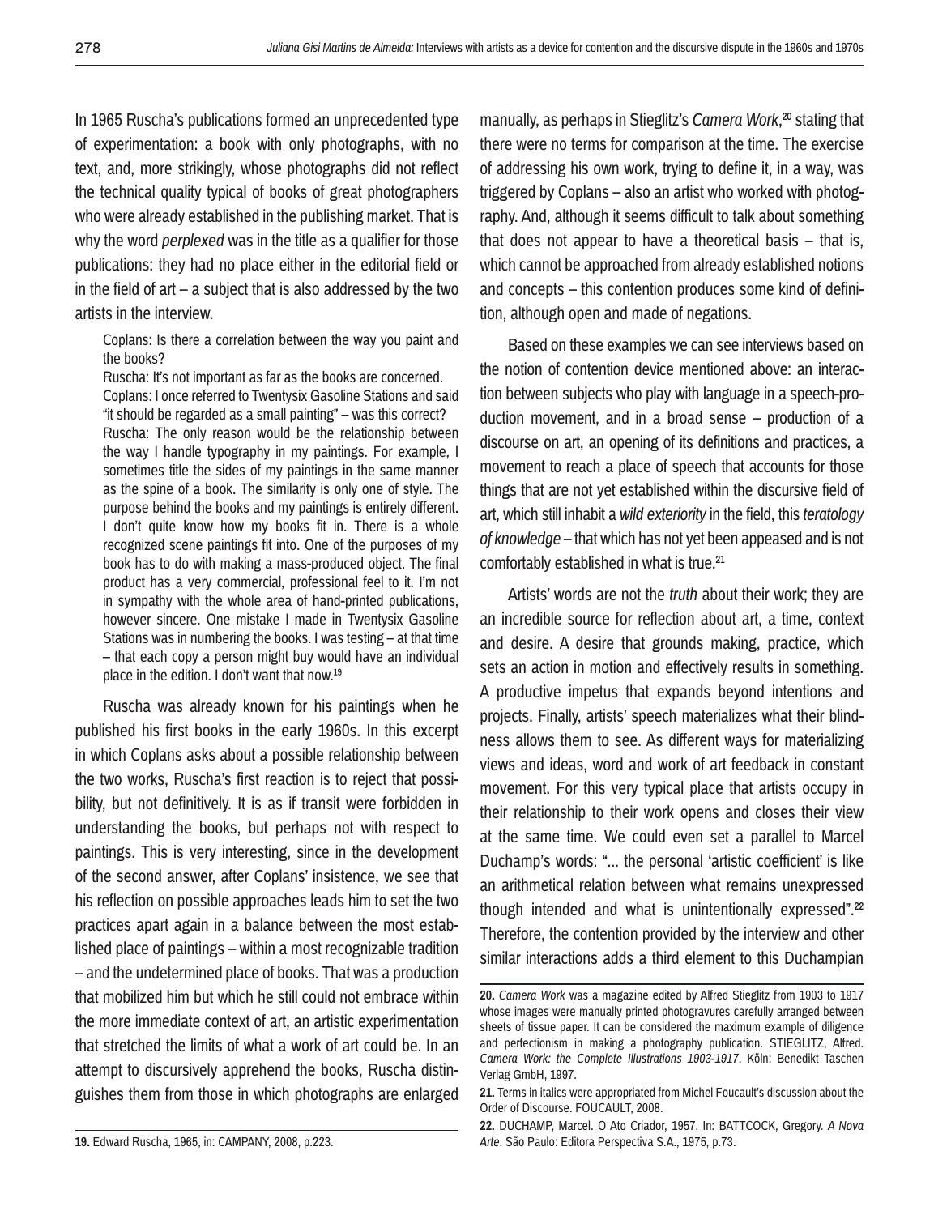In 1965 Ruscha's publications formed an unprecedented type of experimentation: a book with only photographs, with no text, and, more strikingly, whose photographs did not reflect the technical quality typical of books of great photographers who were already established in the publishing market. That is why the word *perplexed* was in the title as a qualifier for those publications: they had no place either in the editorial field or in the field of art – a subject that is also addressed by the two artists in the interview.

> Coplans: Is there a correlation between the way you paint and the books?
> Ruscha: It's not important as far as the books are concerned.
> Coplans: I once referred to Twentysix Gasoline Stations and said "it should be regarded as a small painting" – was this correct?
> Ruscha: The only reason would be the relationship between the way I handle typography in my paintings. For example, I sometimes title the sides of my paintings in the same manner as the spine of a book. The similarity is only one of style. The purpose behind the books and my paintings is entirely different. I don't quite know how my books fit in. There is a whole recognized scene paintings fit into. One of the purposes of my book has to do with making a mass-produced object. The final product has a very commercial, professional feel to it. I'm not in sympathy with the whole area of hand-printed publications, however sincere. One mistake I made in Twentysix Gasoline Stations was in numbering the books. I was testing – at that time – that each copy a person might buy would have an individual place in the edition. I don't want that now.[19]

Ruscha was already known for his paintings when he published his first books in the early 1960s. In this excerpt in which Coplans asks about a possible relationship between the two works, Ruscha's first reaction is to reject that possibility, but not definitively. It is as if transit were forbidden in understanding the books, but perhaps not with respect to paintings. This is very interesting, since in the development of the second answer, after Coplans' insistence, we see that his reflection on possible approaches leads him to set the two practices apart again in a balance between the most established place of paintings – within a most recognizable tradition – and the undetermined place of books. That was a production that mobilized him but which he still could not embrace within the more immediate context of art, an artistic experimentation that stretched the limits of what a work of art could be. In an attempt to discursively apprehend the books, Ruscha distinguishes them from those in which photographs are enlarged manually, as perhaps in Stieglitz's *Camera Work*,[20] stating that there were no terms for comparison at the time. The exercise of addressing his own work, trying to define it, in a way, was triggered by Coplans – also an artist who worked with photography. And, although it seems difficult to talk about something that does not appear to have a theoretical basis – that is, which cannot be approached from already established notions and concepts – this contention produces some kind of definition, although open and made of negations.

Based on these examples we can see interviews based on the notion of contention device mentioned above: an interaction between subjects who play with language in a speech-production movement, and in a broad sense – production of a discourse on art, an opening of its definitions and practices, a movement to reach a place of speech that accounts for those things that are not yet established within the discursive field of art, which still inhabit a *wild exteriority* in the field, this *teratology of knowledge* – that which has not yet been appeased and is not comfortably established in what is true.[21]

Artists' words are not the *truth* about their work; they are an incredible source for reflection about art, a time, context and desire. A desire that grounds making, practice, which sets an action in motion and effectively results in something. A productive impetus that expands beyond intentions and projects. Finally, artists' speech materializes what their blindness allows them to see. As different ways for materializing views and ideas, word and work of art feedback in constant movement. For this very typical place that artists occupy in their relationship to their work opens and closes their view at the same time. We could even set a parallel to Marcel Duchamp's words: "... the personal 'artistic coefficient' is like an arithmetical relation between what remains unexpressed though intended and what is unintentionally expressed".[22] Therefore, the contention provided by the interview and other similar interactions adds a third element to this Duchampian

---

**19.** Edward Ruscha, 1965, in: CAMPANY, 2008, p.223.

**20.** *Camera Work* was a magazine edited by Alfred Stieglitz from 1903 to 1917 whose images were manually printed photogravures carefully arranged between sheets of tissue paper. It can be considered the maximum example of diligence and perfectionism in making a photography publication. STIEGLITZ, Alfred. *Camera Work: the Complete Illustrations 1903-1917*. Köln: Benedikt Taschen Verlag GmbH, 1997.

**21.** Terms in italics were appropriated from Michel Foucault's discussion about the Order of Discourse. FOUCAULT, 2008.

**22.** DUCHAMP, Marcel. O Ato Criador, 1957. In: BATTCOCK, Gregory. *A Nova Arte*. São Paulo: Editora Perspectiva S.A., 1975, p.73.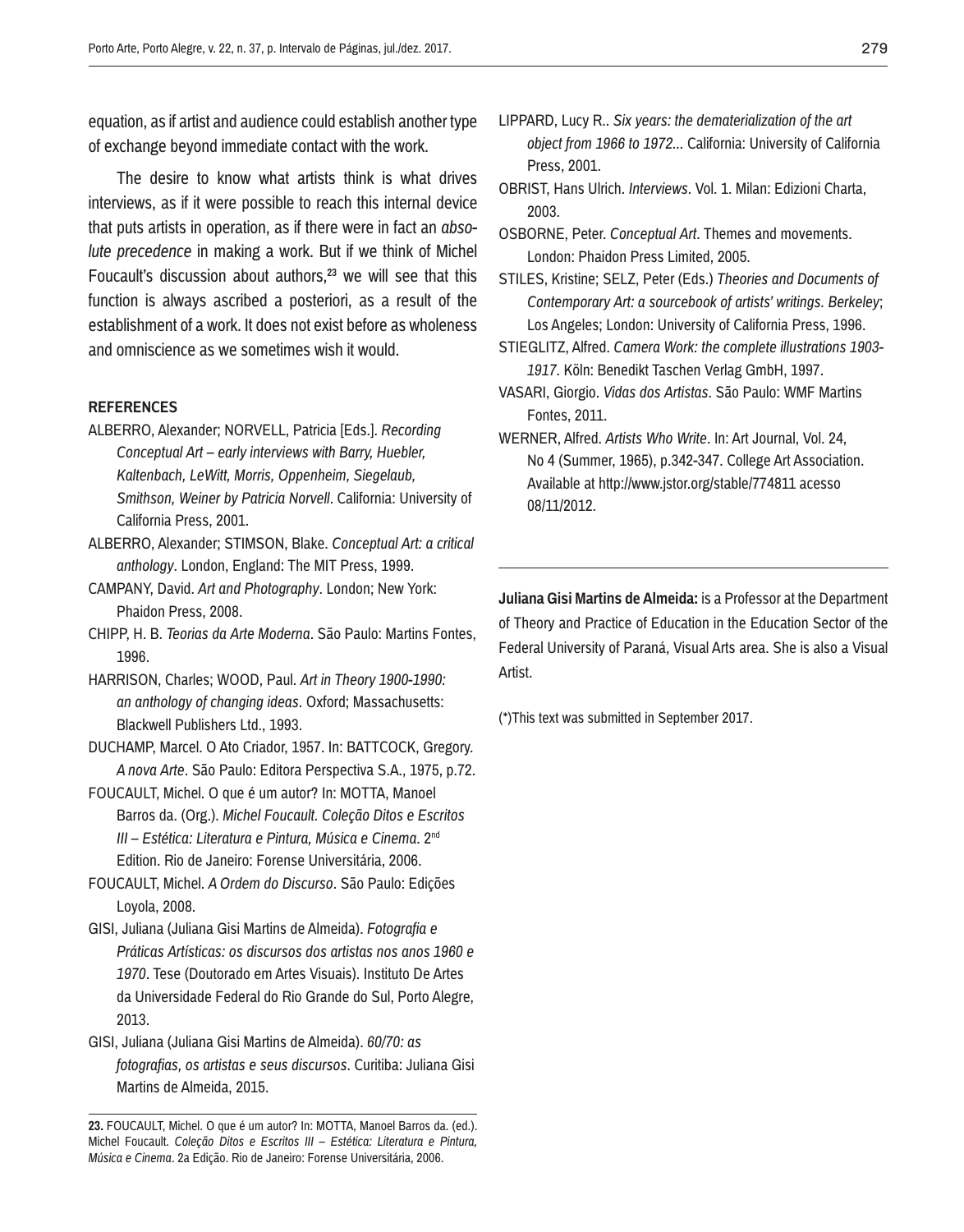equation, as if artist and audience could establish another type of exchange beyond immediate contact with the work.

The desire to know what artists think is what drives interviews, as if it were possible to reach this internal device that puts artists in operation, as if there were in fact an *absolute precedence* in making a work. But if we think of Michel Foucault's discussion about authors,[23] we will see that this function is always ascribed a posteriori, as a result of the establishment of a work. It does not exist before as wholeness and omniscience as we sometimes wish it would.

**REFERENCES**

ALBERRO, Alexander; NORVELL, Patricia [Eds.]. *Recording Conceptual Art – early interviews with Barry, Huebler, Kaltenbach, LeWitt, Morris, Oppenheim, Siegelaub, Smithson, Weiner by Patricia Norvell*. California: University of California Press, 2001.

ALBERRO, Alexander; STIMSON, Blake. *Conceptual Art: a critical anthology*. London, England: The MIT Press, 1999.

CAMPANY, David. *Art and Photography*. London; New York: Phaidon Press, 2008.

CHIPP, H. B. *Teorias da Arte Moderna*. São Paulo: Martins Fontes, 1996.

HARRISON, Charles; WOOD, Paul. *Art in Theory 1900-1990: an anthology of changing ideas*. Oxford; Massachusetts: Blackwell Publishers Ltd., 1993.

DUCHAMP, Marcel. O Ato Criador, 1957. In: BATTCOCK, Gregory. *A nova Arte*. São Paulo: Editora Perspectiva S.A., 1975, p.72.

FOUCAULT, Michel. O que é um autor? In: MOTTA, Manoel Barros da. (Org.). *Michel Foucault. Coleção Ditos e Escritos III – Estética: Literatura e Pintura, Música e Cinema*. 2nd Edition. Rio de Janeiro: Forense Universitária, 2006.

FOUCAULT, Michel. *A Ordem do Discurso*. São Paulo: Edições Loyola, 2008.

GISI, Juliana (Juliana Gisi Martins de Almeida). *Fotografia e Práticas Artísticas: os discursos dos artistas nos anos 1960 e 1970*. Tese (Doutorado em Artes Visuais). Instituto De Artes da Universidade Federal do Rio Grande do Sul, Porto Alegre, 2013.

GISI, Juliana (Juliana Gisi Martins de Almeida). *60/70: as fotografias, os artistas e seus discursos*. Curitiba: Juliana Gisi Martins de Almeida, 2015.

LIPPARD, Lucy R.. *Six years: the dematerialization of the art object from 1966 to 1972...* California: University of California Press, 2001.

OBRIST, Hans Ulrich. *Interviews*. Vol. 1. Milan: Edizioni Charta, 2003.

OSBORNE, Peter. *Conceptual Art*. Themes and movements. London: Phaidon Press Limited, 2005.

STILES, Kristine; SELZ, Peter (Eds.) *Theories and Documents of Contemporary Art: a sourcebook of artists' writings. Berkeley*; Los Angeles; London: University of California Press, 1996.

STIEGLITZ, Alfred. *Camera Work: the complete illustrations 1903-1917*. Köln: Benedikt Taschen Verlag GmbH, 1997.

VASARI, Giorgio. *Vidas dos Artistas*. São Paulo: WMF Martins Fontes, 2011.

WERNER, Alfred. *Artists Who Write*. In: Art Journal, Vol. 24, No 4 (Summer, 1965), p.342-347. College Art Association. Available at http://www.jstor.org/stable/774811 acesso 08/11/2012.

---

**Juliana Gisi Martins de Almeida:** is a Professor at the Department of Theory and Practice of Education in the Education Sector of the Federal University of Paraná, Visual Arts area. She is also a Visual Artist.

(*)This text was submitted in September 2017.

---

**23.** FOUCAULT, Michel. O que é um autor? In: MOTTA, Manoel Barros da. (ed.). Michel Foucault. *Coleção Ditos e Escritos III – Estética: Literatura e Pintura, Música e Cinema*. 2a Edição. Rio de Janeiro: Forense Universitária, 2006.